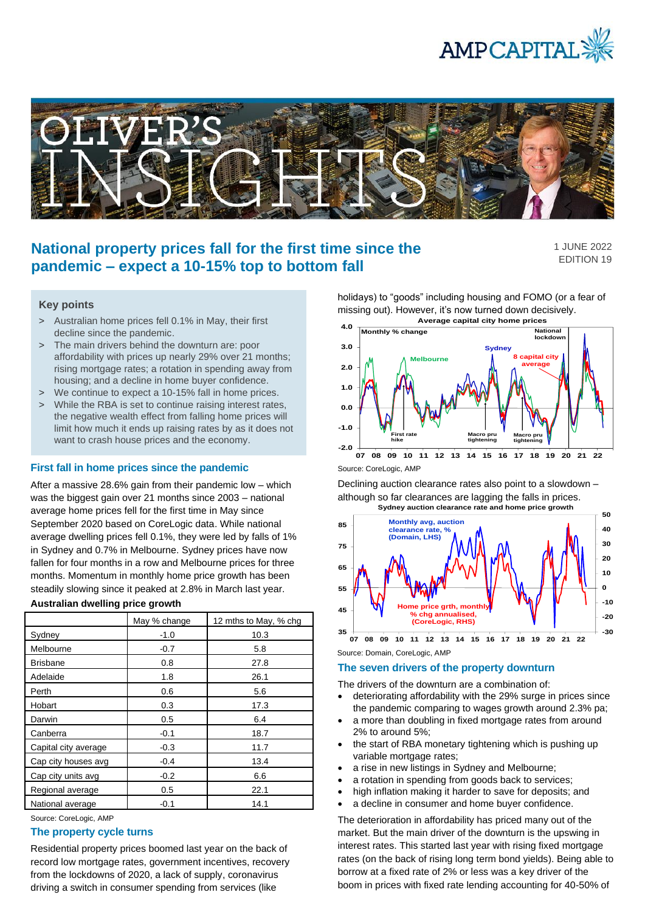# National property prices fall for the first time since the pandemic – expect a 10-15% top to bottom fall

1 JUNE 2022
EDITION 19

### Key points

> Australian home prices fell 0.1% in May, their first decline since the pandemic.
> The main drivers behind the downturn are: poor affordability with prices up nearly 29% over 21 months; rising mortgage rates; a rotation in spending away from housing; and a decline in home buyer confidence.
> We continue to expect a 10-15% fall in home prices.
> While the RBA is set to continue raising interest rates, the negative wealth effect from falling home prices will limit how much it ends up raising rates by as it does not want to crash house prices and the economy.

## First fall in home prices since the pandemic

After a massive 28.6% gain from their pandemic low – which was the biggest gain over 21 months since 2003 – national average home prices fell for the first time in May since September 2020 based on CoreLogic data. While national average dwelling prices fell 0.1%, they were led by falls of 1% in Sydney and 0.7% in Melbourne. Sydney prices have now fallen for four months in a row and Melbourne prices for three months. Momentum in monthly home price growth has been steadily slowing since it peaked at 2.8% in March last year.

**Australian dwelling price growth**

| | May % change | 12 mths to May, % chg |
|---|---|---|
| Sydney | -1.0 | 10.3 |
| Melbourne | -0.7 | 5.8 |
| Brisbane | 0.8 | 27.8 |
| Adelaide | 1.8 | 26.1 |
| Perth | 0.6 | 5.6 |
| Hobart | 0.3 | 17.3 |
| Darwin | 0.5 | 6.4 |
| Canberra | -0.1 | 18.7 |
| Capital city average | -0.3 | 11.7 |
| Cap city houses avg | -0.4 | 13.4 |
| Cap city units avg | -0.2 | 6.6 |
| Regional average | 0.5 | 22.1 |
| National average | -0.1 | 14.1 |

Source: CoreLogic, AMP

## The property cycle turns

Residential property prices boomed last year on the back of record low mortgage rates, government incentives, recovery from the lockdowns of 2020, a lack of supply, coronavirus driving a switch in consumer spending from services (like holidays) to "goods" including housing and FOMO (or a fear of missing out). However, it's now turned down decisively.

Source: CoreLogic, AMP

Declining auction clearance rates also point to a slowdown – although so far clearances are lagging the falls in prices.

Source: Domain, CoreLogic, AMP

## The seven drivers of the property downturn

The drivers of the downturn are a combination of:

- deteriorating affordability with the 29% surge in prices since the pandemic comparing to wages growth around 2.3% pa;
- a more than doubling in fixed mortgage rates from around 2% to around 5%;
- the start of RBA monetary tightening which is pushing up variable mortgage rates;
- a rise in new listings in Sydney and Melbourne;
- a rotation in spending from goods back to services;
- high inflation making it harder to save for deposits; and
- a decline in consumer and home buyer confidence.

The deterioration in affordability has priced many out of the market. But the main driver of the downturn is the upswing in interest rates. This started last year with rising fixed mortgage rates (on the back of rising long term bond yields). Being able to borrow at a fixed rate of 2% or less was a key driver of the boom in prices with fixed rate lending accounting for 40-50% of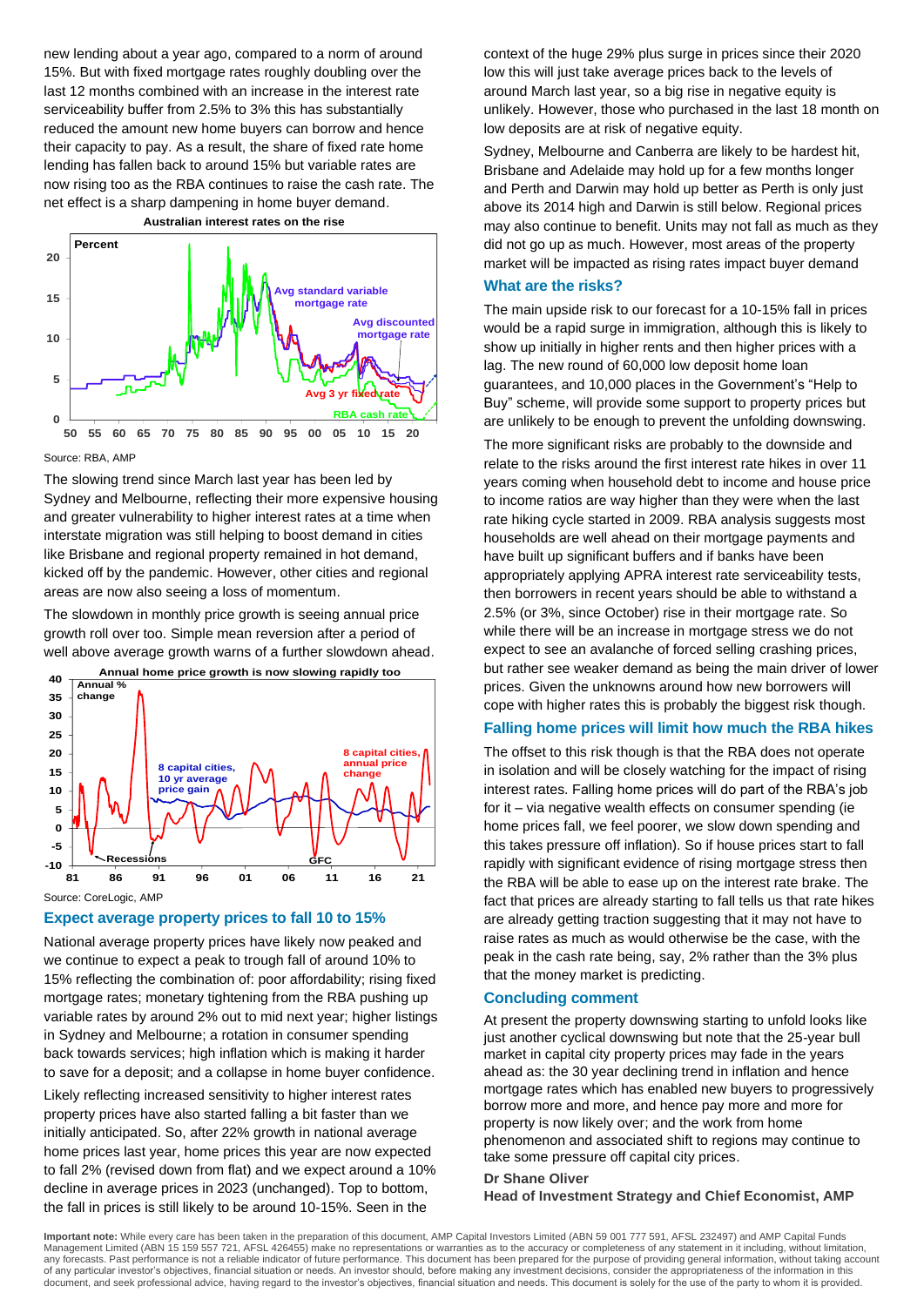new lending about a year ago, compared to a norm of around 15%. But with fixed mortgage rates roughly doubling over the last 12 months combined with an increase in the interest rate serviceability buffer from 2.5% to 3% this has substantially reduced the amount new home buyers can borrow and hence their capacity to pay. As a result, the share of fixed rate home lending has fallen back to around 15% but variable rates are now rising too as the RBA continues to raise the cash rate. The net effect is a sharp dampening in home buyer demand.

**Australian interest rates on the rise**

Percent

20
15
10
5
0

50 55 60 65 70 75 80 85 90 95 00 05 10 15 20

Avg standard variable mortgage rate

Avg discounted mortgage rate

Avg 3 yr fixed rate

RBA cash rate

Source: RBA, AMP

The slowing trend since March last year has been led by Sydney and Melbourne, reflecting their more expensive housing and greater vulnerability to higher interest rates at a time when interstate migration was still helping to boost demand in cities like Brisbane and regional property remained in hot demand, kicked off by the pandemic. However, other cities and regional areas are now also seeing a loss of momentum.

The slowdown in monthly price growth is seeing annual price growth roll over too. Simple mean reversion after a period of well above average growth warns of a further slowdown ahead.

**Annual home price growth is now slowing rapidly too**

Annual % change

40
35
30
25
20
15
10
5
0
-5
-10

81 86 91 96 01 06 11 16 21

8 capital cities, 10 yr average price gain

8 capital cities, annual price change

Recessions

GFC

Source: CoreLogic, AMP

## Expect average property prices to fall 10 to 15%

National average property prices have likely now peaked and we continue to expect a peak to trough fall of around 10% to 15% reflecting the combination of: poor affordability; rising fixed mortgage rates; monetary tightening from the RBA pushing up variable rates by around 2% out to mid next year; higher listings in Sydney and Melbourne; a rotation in consumer spending back towards services; high inflation which is making it harder to save for a deposit; and a collapse in home buyer confidence.

Likely reflecting increased sensitivity to higher interest rates property prices have also started falling a bit faster than we initially anticipated. So, after 22% growth in national average home prices last year, home prices this year are now expected to fall 2% (revised down from flat) and we expect around a 10% decline in average prices in 2023 (unchanged). Top to bottom, the fall in prices is still likely to be around 10-15%. Seen in the context of the huge 29% plus surge in prices since their 2020 low this will just take average prices back to the levels of around March last year, so a big rise in negative equity is unlikely. However, those who purchased in the last 18 month on low deposits are at risk of negative equity.

Sydney, Melbourne and Canberra are likely to be hardest hit, Brisbane and Adelaide may hold up for a few months longer and Perth and Darwin may hold up better as Perth is only just above its 2014 high and Darwin is still below. Regional prices may also continue to benefit. Units may not fall as much as they did not go up as much. However, most areas of the property market will be impacted as rising rates impact buyer demand

## What are the risks?

The main upside risk to our forecast for a 10-15% fall in prices would be a rapid surge in immigration, although this is likely to show up initially in higher rents and then higher prices with a lag. The new round of 60,000 low deposit home loan guarantees, and 10,000 places in the Government's "Help to Buy" scheme, will provide some support to property prices but are unlikely to be enough to prevent the unfolding downswing.

The more significant risks are probably to the downside and relate to the risks around the first interest rate hikes in over 11 years coming when household debt to income and house price to income ratios are way higher than they were when the last rate hiking cycle started in 2009. RBA analysis suggests most households are well ahead on their mortgage payments and have built up significant buffers and if banks have been appropriately applying APRA interest rate serviceability tests, then borrowers in recent years should be able to withstand a 2.5% (or 3%, since October) rise in their mortgage rate. So while there will be an increase in mortgage stress we do not expect to see an avalanche of forced selling crashing prices, but rather see weaker demand as being the main driver of lower prices. Given the unknowns around how new borrowers will cope with higher rates this is probably the biggest risk though.

## Falling home prices will limit how much the RBA hikes

The offset to this risk though is that the RBA does not operate in isolation and will be closely watching for the impact of rising interest rates. Falling home prices will do part of the RBA's job for it – via negative wealth effects on consumer spending (ie home prices fall, we feel poorer, we slow down spending and this takes pressure off inflation). So if house prices start to fall rapidly with significant evidence of rising mortgage stress then the RBA will be able to ease up on the interest rate brake. The fact that prices are already starting to fall tells us that rate hikes are already getting traction suggesting that it may not have to raise rates as much as would otherwise be the case, with the peak in the cash rate being, say, 2% rather than the 3% plus that the money market is predicting.

## Concluding comment

At present the property downswing starting to unfold looks like just another cyclical downswing but note that the 25-year bull market in capital city property prices may fade in the years ahead as: the 30 year declining trend in inflation and hence mortgage rates which has enabled new buyers to progressively borrow more and more, and hence pay more and more for property is now likely over; and the work from home phenomenon and associated shift to regions may continue to take some pressure off capital city prices.

**Dr Shane Oliver**
**Head of Investment Strategy and Chief Economist, AMP**

**Important note:** While every care has been taken in the preparation of this document, AMP Capital Investors Limited (ABN 59 001 777 591, AFSL 232497) and AMP Capital Funds Management Limited (ABN 15 159 557 721, AFSL 426455) make no representations or warranties as to the accuracy or completeness of any statement in it including, without limitation, any forecasts. Past performance is not a reliable indicator of future performance. This document has been prepared for the purpose of providing general information, without taking account of any particular investor's objectives, financial situation or needs. An investor should, before making any investment decisions, consider the appropriateness of the information in this document, and seek professional advice, having regard to the investor's objectives, financial situation and needs. This document is solely for the use of the party to whom it is provided.